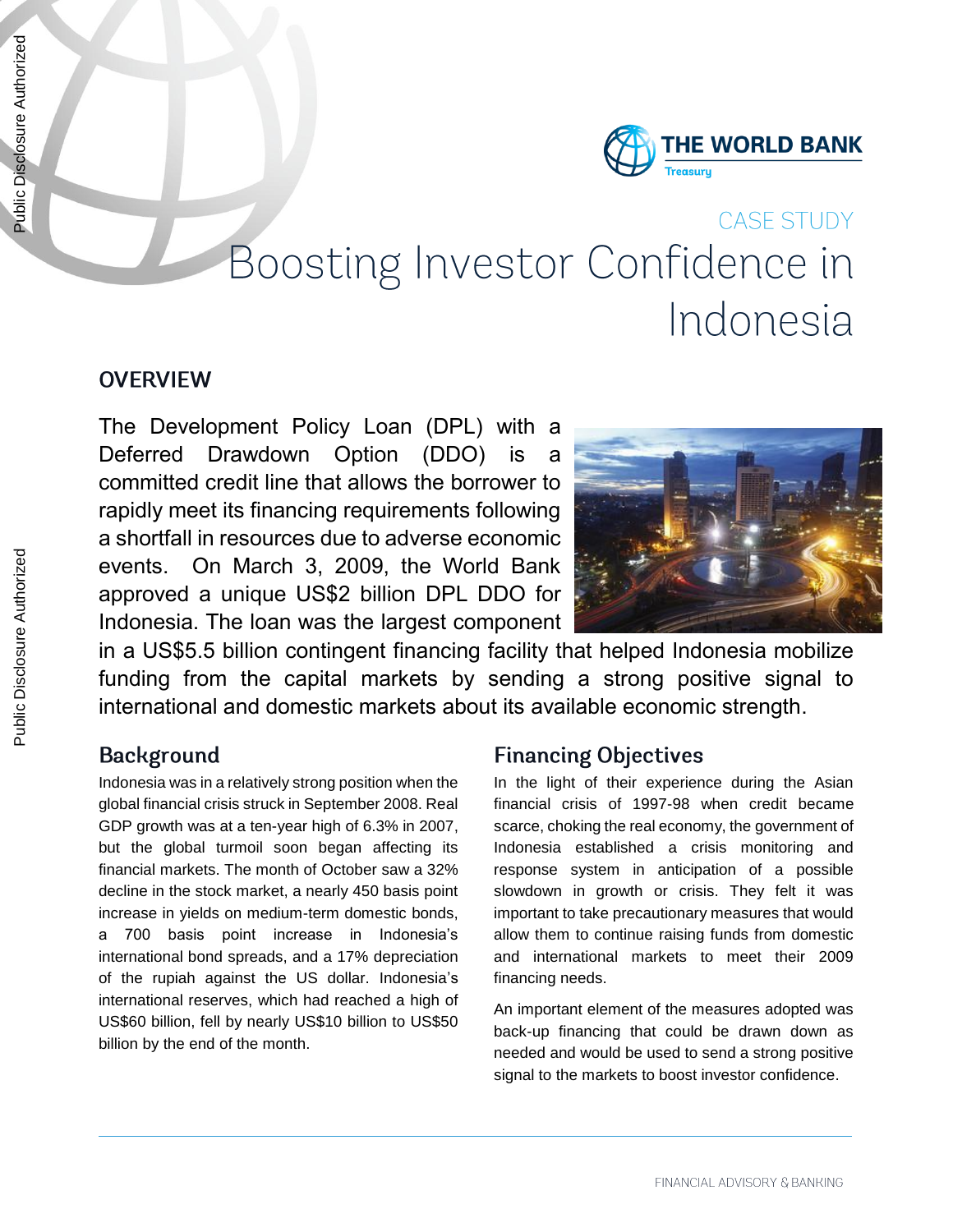CASE STUDY

# Boosting Investor Confidence in Indonesia

## OVERVIEW

The Development Policy Loan (DPL) with a Deferred Drawdown Option (DDO) is a committed credit line that allows the borrower to rapidly meet its financing requirements following a shortfall in resources due to adverse economic events. On March 3, 2009, the World Bank approved a unique US$2 billion DPL DDO for Indonesia. The loan was the largest component in a US$5.5 billion contingent financing facility that helped Indonesia mobilize funding from the capital markets by sending a strong positive signal to international and domestic markets about its available economic strength.

## Background

Indonesia was in a relatively strong position when the global financial crisis struck in September 2008. Real GDP growth was at a ten-year high of 6.3% in 2007, but the global turmoil soon began affecting its financial markets. The month of October saw a 32% decline in the stock market, a nearly 450 basis point increase in yields on medium-term domestic bonds, a 700 basis point increase in Indonesia's international bond spreads, and a 17% depreciation of the rupiah against the US dollar. Indonesia's international reserves, which had reached a high of US$60 billion, fell by nearly US$10 billion to US$50 billion by the end of the month.

## Financing Objectives

In the light of their experience during the Asian financial crisis of 1997-98 when credit became scarce, choking the real economy, the government of Indonesia established a crisis monitoring and response system in anticipation of a possible slowdown in growth or crisis. They felt it was important to take precautionary measures that would allow them to continue raising funds from domestic and international markets to meet their 2009 financing needs.

An important element of the measures adopted was back-up financing that could be drawn down as needed and would be used to send a strong positive signal to the markets to boost investor confidence.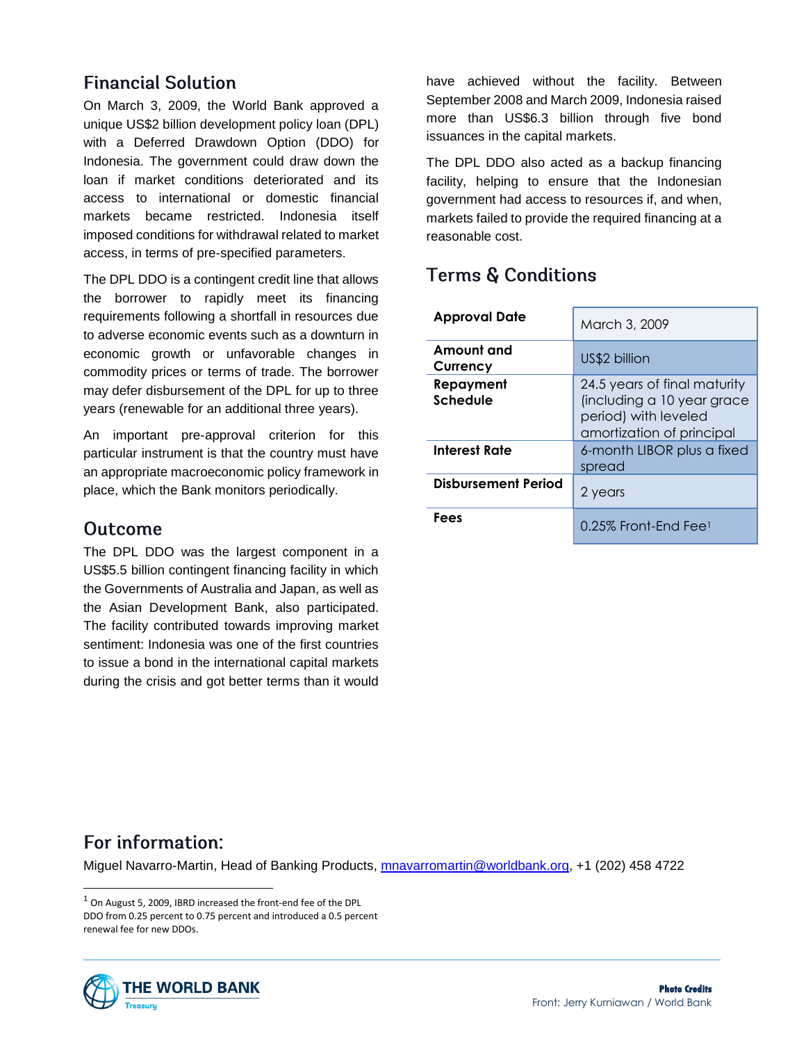## Financial Solution

On March 3, 2009, the World Bank approved a unique US$2 billion development policy loan (DPL) with a Deferred Drawdown Option (DDO) for Indonesia. The government could draw down the loan if market conditions deteriorated and its access to international or domestic financial markets became restricted. Indonesia itself imposed conditions for withdrawal related to market access, in terms of pre-specified parameters.

The DPL DDO is a contingent credit line that allows the borrower to rapidly meet its financing requirements following a shortfall in resources due to adverse economic events such as a downturn in economic growth or unfavorable changes in commodity prices or terms of trade. The borrower may defer disbursement of the DPL for up to three years (renewable for an additional three years).

An important pre-approval criterion for this particular instrument is that the country must have an appropriate macroeconomic policy framework in place, which the Bank monitors periodically.

## Outcome

The DPL DDO was the largest component in a US$5.5 billion contingent financing facility in which the Governments of Australia and Japan, as well as the Asian Development Bank, also participated. The facility contributed towards improving market sentiment: Indonesia was one of the first countries to issue a bond in the international capital markets during the crisis and got better terms than it would have achieved without the facility. Between September 2008 and March 2009, Indonesia raised more than US$6.3 billion through five bond issuances in the capital markets.

The DPL DDO also acted as a backup financing facility, helping to ensure that the Indonesian government had access to resources if, and when, markets failed to provide the required financing at a reasonable cost.

## Terms & Conditions

| | |
|---|---|
| **Approval Date** | March 3, 2009 |
| **Amount and Currency** | US$2 billion |
| **Repayment Schedule** | 24.5 years of final maturity (including a 10 year grace period) with leveled amortization of principal |
| **Interest Rate** | 6-month LIBOR plus a fixed spread |
| **Disbursement Period** | 2 years |
| **Fees** | 0.25% Front-End Fee[1] |

## For information:

Miguel Navarro-Martin, Head of Banking Products, mnavarromartin@worldbank.org, +1 (202) 458 4722

[1] On August 5, 2009, IBRD increased the front-end fee of the DPL DDO from 0.25 percent to 0.75 percent and introduced a 0.5 percent renewal fee for new DDOs.

THE WORLD BANK Treasury

**Photo Credits**
Front: Jerry Kurniawan / World Bank